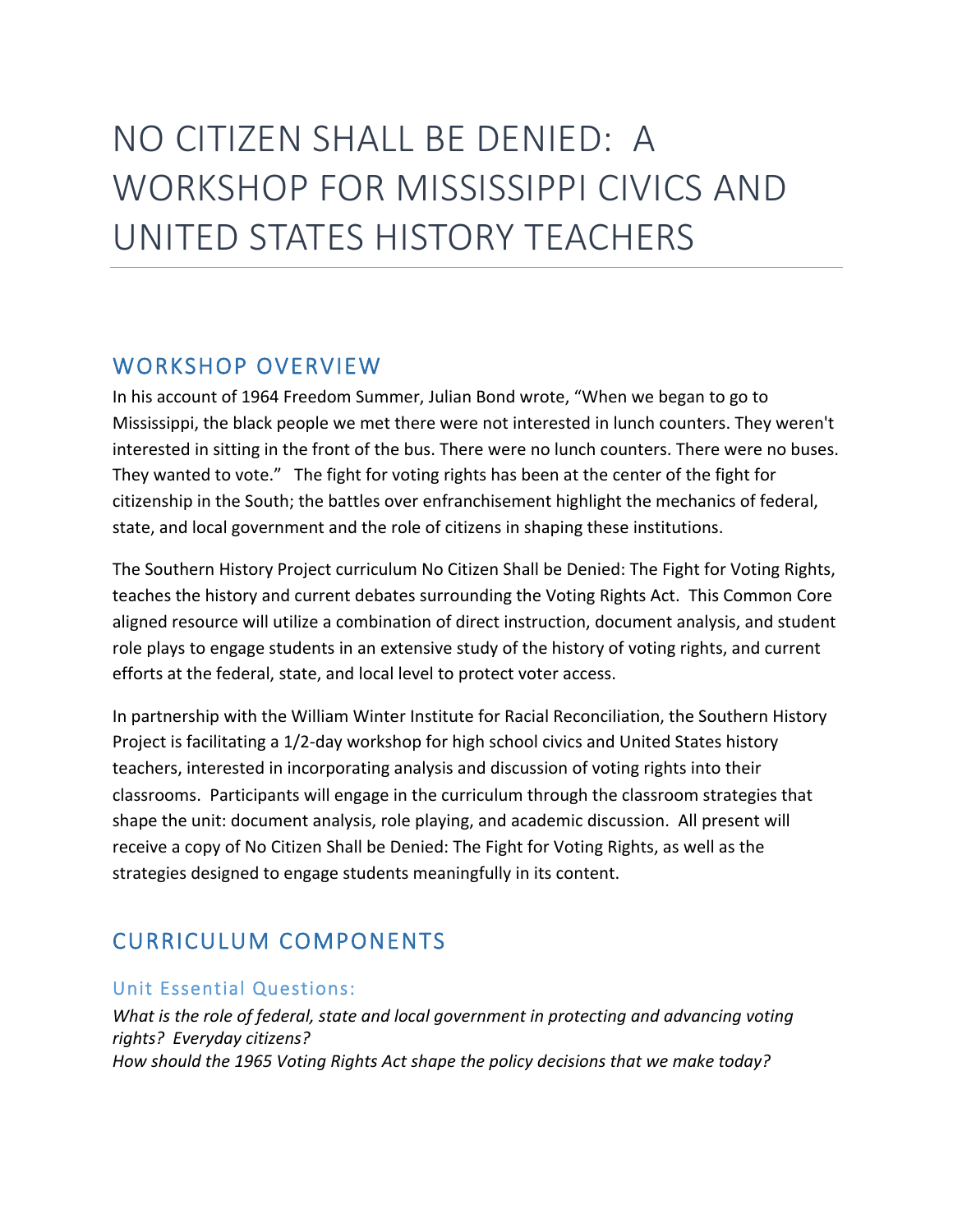# NO CITIZEN SHALL BE DENIED: A WORKSHOP FOR MISSISSIPPI CIVICS AND UNITED STATES HISTORY TEACHERS

## WORKSHOP OVERVIEW

In his account of 1964 Freedom Summer, Julian Bond wrote, "When we began to go to Mississippi, the black people we met there were not interested in lunch counters. They weren't interested in sitting in the front of the bus. There were no lunch counters. There were no buses. They wanted to vote." The fight for voting rights has been at the center of the fight for citizenship in the South; the battles over enfranchisement highlight the mechanics of federal, state, and local government and the role of citizens in shaping these institutions.

The Southern History Project curriculum No Citizen Shall be Denied: The Fight for Voting Rights, teaches the history and current debates surrounding the Voting Rights Act. This Common Core aligned resource will utilize a combination of direct instruction, document analysis, and student role plays to engage students in an extensive study of the history of voting rights, and current efforts at the federal, state, and local level to protect voter access.

In partnership with the William Winter Institute for Racial Reconciliation, the Southern History Project is facilitating a 1/2-day workshop for high school civics and United States history teachers, interested in incorporating analysis and discussion of voting rights into their classrooms. Participants will engage in the curriculum through the classroom strategies that shape the unit: document analysis, role playing, and academic discussion. All present will receive a copy of No Citizen Shall be Denied: The Fight for Voting Rights, as well as the strategies designed to engage students meaningfully in its content.

## CURRICULUM COMPONENTS

### Unit Essential Questions:

*What is the role of federal, state and local government in protecting and advancing voting rights? Everyday citizens?*
*How should the 1965 Voting Rights Act shape the policy decisions that we make today?*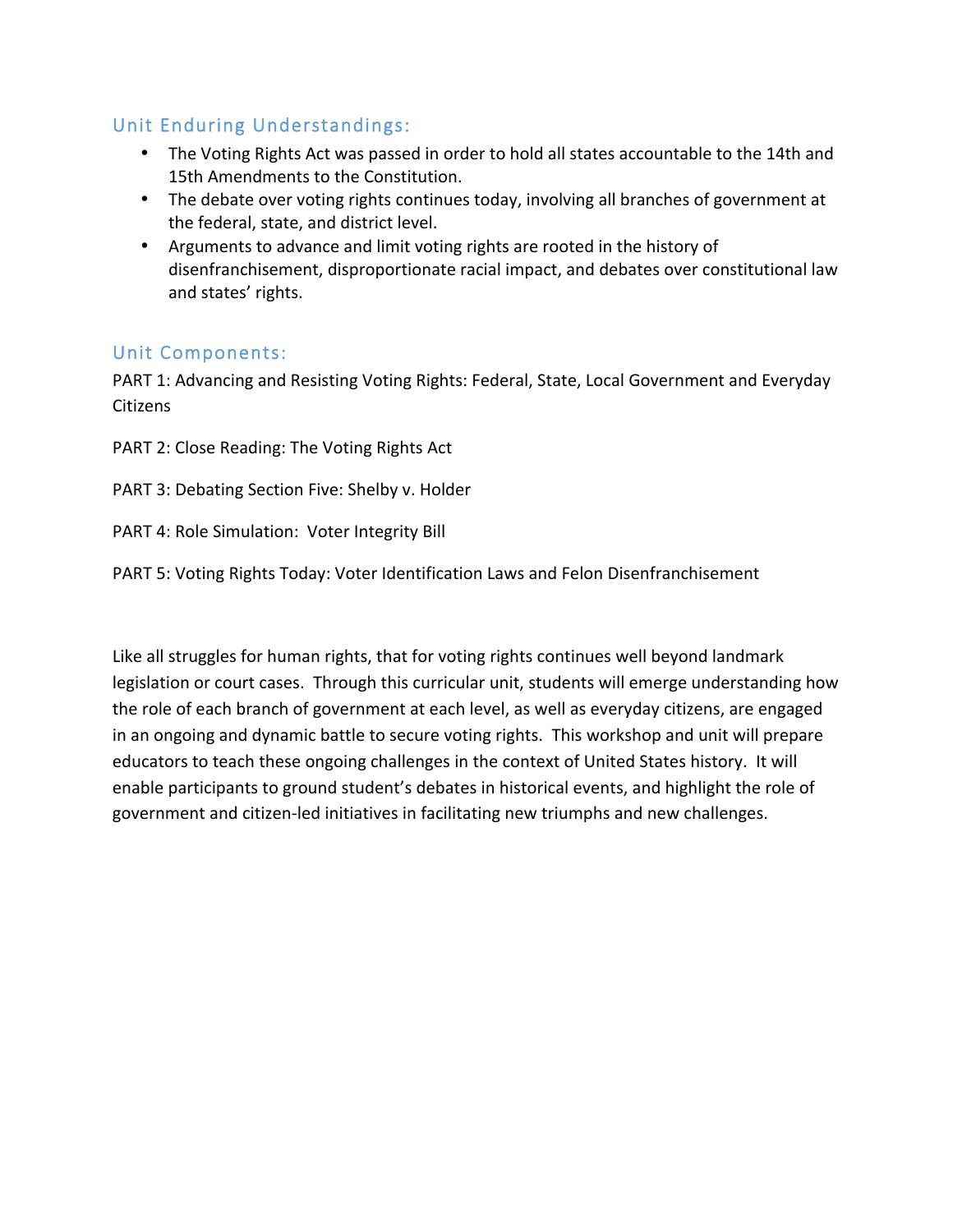## Unit Enduring Understandings:

- The Voting Rights Act was passed in order to hold all states accountable to the 14th and 15th Amendments to the Constitution.
- The debate over voting rights continues today, involving all branches of government at the federal, state, and district level.
- Arguments to advance and limit voting rights are rooted in the history of disenfranchisement, disproportionate racial impact, and debates over constitutional law and states' rights.

## Unit Components:

PART 1: Advancing and Resisting Voting Rights: Federal, State, Local Government and Everyday Citizens

PART 2: Close Reading: The Voting Rights Act

PART 3: Debating Section Five: Shelby v. Holder

PART 4: Role Simulation: Voter Integrity Bill

PART 5: Voting Rights Today: Voter Identification Laws and Felon Disenfranchisement

Like all struggles for human rights, that for voting rights continues well beyond landmark legislation or court cases. Through this curricular unit, students will emerge understanding how the role of each branch of government at each level, as well as everyday citizens, are engaged in an ongoing and dynamic battle to secure voting rights. This workshop and unit will prepare educators to teach these ongoing challenges in the context of United States history. It will enable participants to ground student's debates in historical events, and highlight the role of government and citizen-led initiatives in facilitating new triumphs and new challenges.